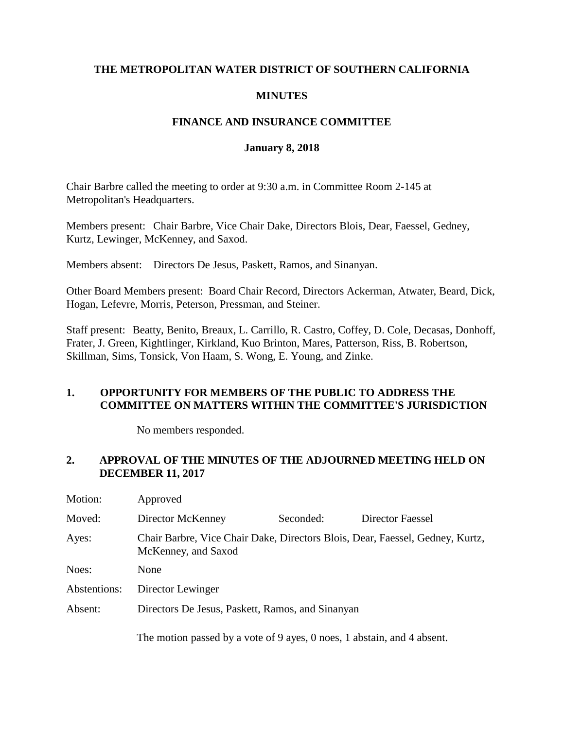**THE METROPOLITAN WATER DISTRICT OF SOUTHERN CALIFORNIA**

**MINUTES**

**FINANCE AND INSURANCE COMMITTEE**

**January 8, 2018**

Chair Barbre called the meeting to order at 9:30 a.m. in Committee Room 2-145 at Metropolitan's Headquarters.

Members present: Chair Barbre, Vice Chair Dake, Directors Blois, Dear, Faessel, Gedney, Kurtz, Lewinger, McKenney, and Saxod.

Members absent: Directors De Jesus, Paskett, Ramos, and Sinanyan.

Other Board Members present: Board Chair Record, Directors Ackerman, Atwater, Beard, Dick, Hogan, Lefevre, Morris, Peterson, Pressman, and Steiner.

Staff present: Beatty, Benito, Breaux, L. Carrillo, R. Castro, Coffey, D. Cole, Decasas, Donhoff, Frater, J. Green, Kightlinger, Kirkland, Kuo Brinton, Mares, Patterson, Riss, B. Robertson, Skillman, Sims, Tonsick, Von Haam, S. Wong, E. Young, and Zinke.

**1. OPPORTUNITY FOR MEMBERS OF THE PUBLIC TO ADDRESS THE COMMITTEE ON MATTERS WITHIN THE COMMITTEE'S JURISDICTION**

No members responded.

**2. APPROVAL OF THE MINUTES OF THE ADJOURNED MEETING HELD ON DECEMBER 11, 2017**

| | | | |
|---|---|---|---|
| Motion: | Approved | | |
| Moved: | Director McKenney | Seconded: | Director Faessel |
| Ayes: | Chair Barbre, Vice Chair Dake, Directors Blois, Dear, Faessel, Gedney, Kurtz, McKenney, and Saxod | | |
| Noes: | None | | |
| Abstentions: | Director Lewinger | | |
| Absent: | Directors De Jesus, Paskett, Ramos, and Sinanyan | | |

The motion passed by a vote of 9 ayes, 0 noes, 1 abstain, and 4 absent.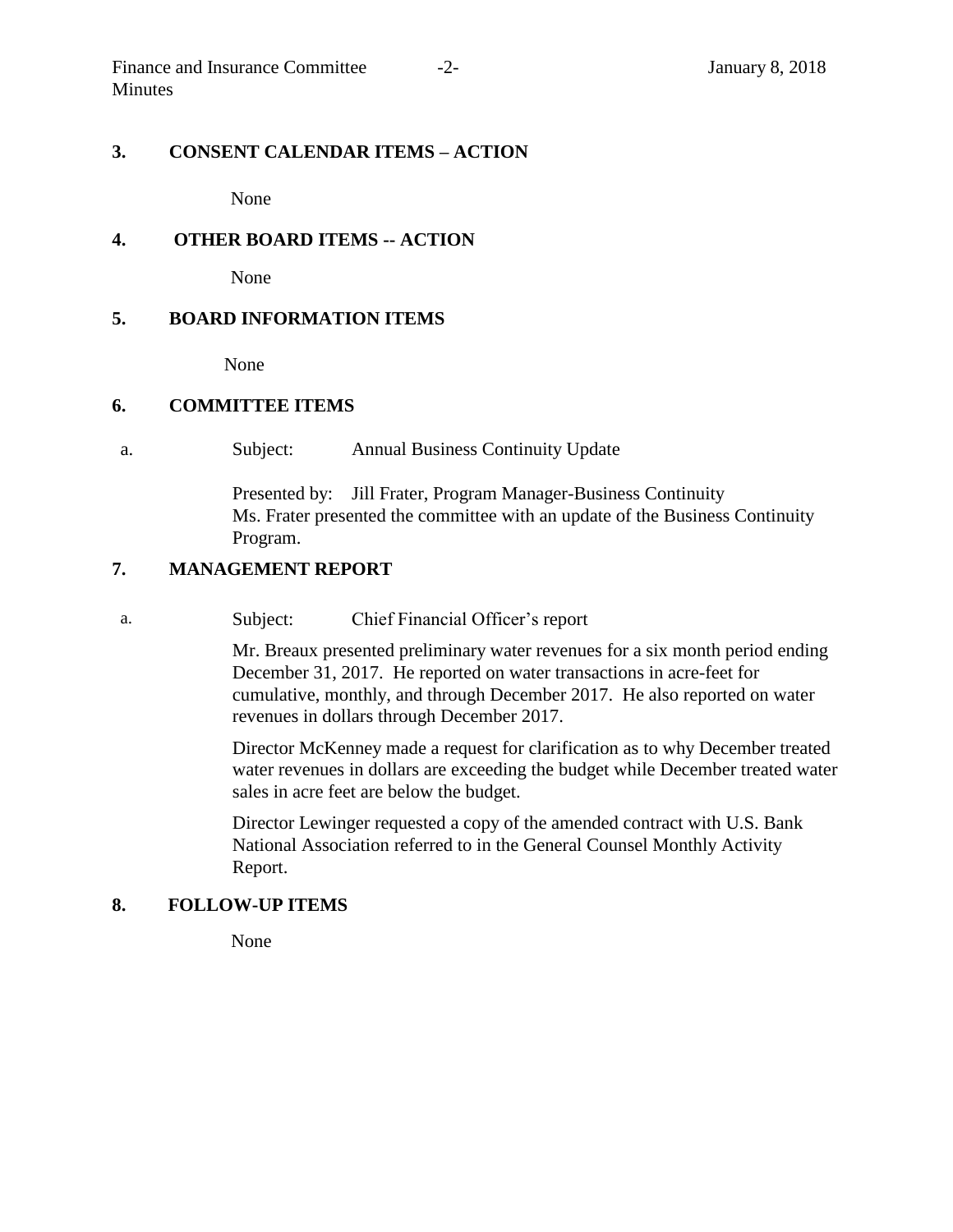## 3. CONSENT CALENDAR ITEMS – ACTION

None

## 4. OTHER BOARD ITEMS -- ACTION

None

## 5. BOARD INFORMATION ITEMS

None

## 6. COMMITTEE ITEMS

a. Subject: Annual Business Continuity Update

Presented by: Jill Frater, Program Manager-Business Continuity

Ms. Frater presented the committee with an update of the Business Continuity Program.

## 7. MANAGEMENT REPORT

a. Subject: Chief Financial Officer's report

Mr. Breaux presented preliminary water revenues for a six month period ending December 31, 2017. He reported on water transactions in acre-feet for cumulative, monthly, and through December 2017. He also reported on water revenues in dollars through December 2017.

Director McKenney made a request for clarification as to why December treated water revenues in dollars are exceeding the budget while December treated water sales in acre feet are below the budget.

Director Lewinger requested a copy of the amended contract with U.S. Bank National Association referred to in the General Counsel Monthly Activity Report.

## 8. FOLLOW-UP ITEMS

None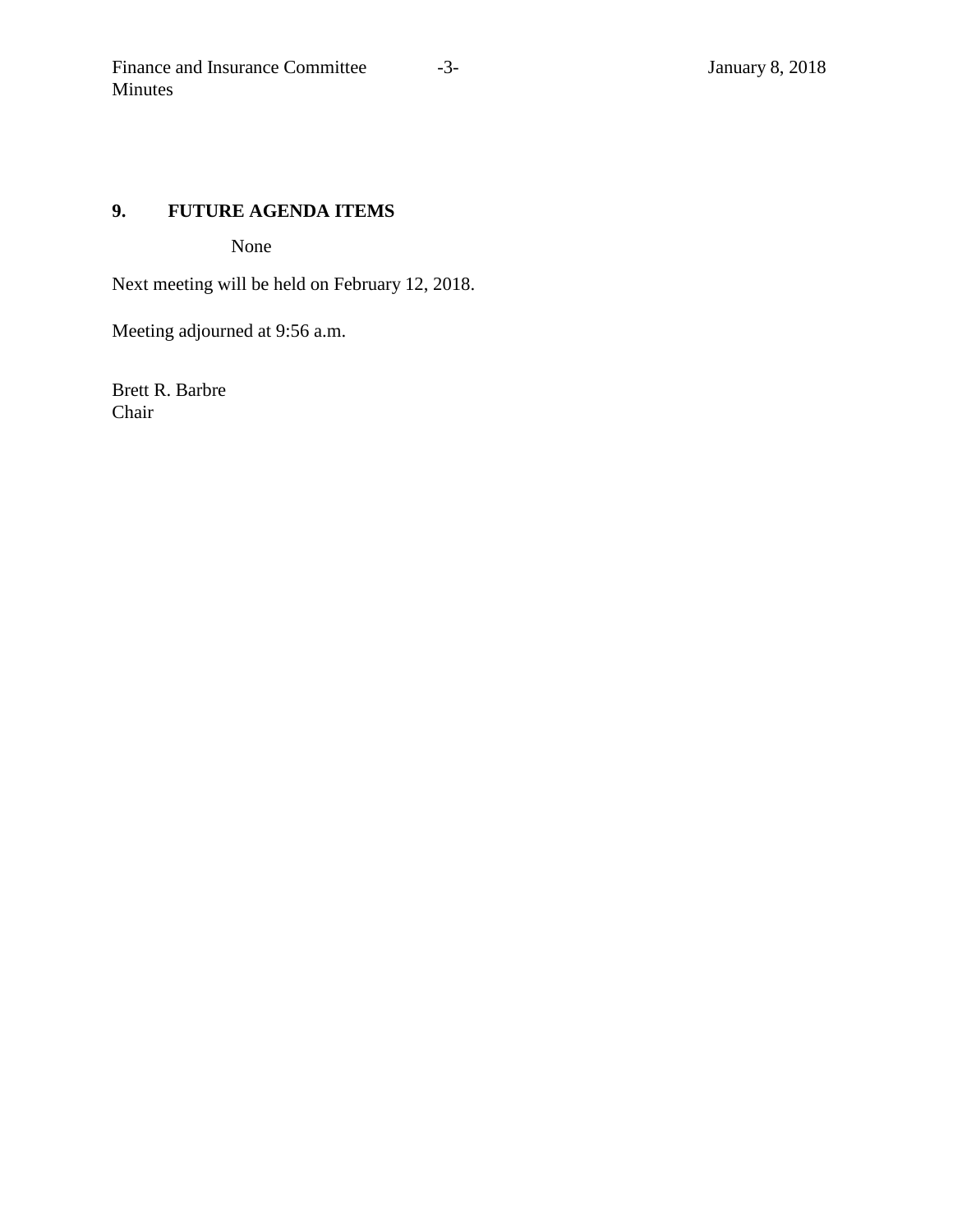## 9. FUTURE AGENDA ITEMS

None

Next meeting will be held on February 12, 2018.

Meeting adjourned at 9:56 a.m.

Brett R. Barbre
Chair